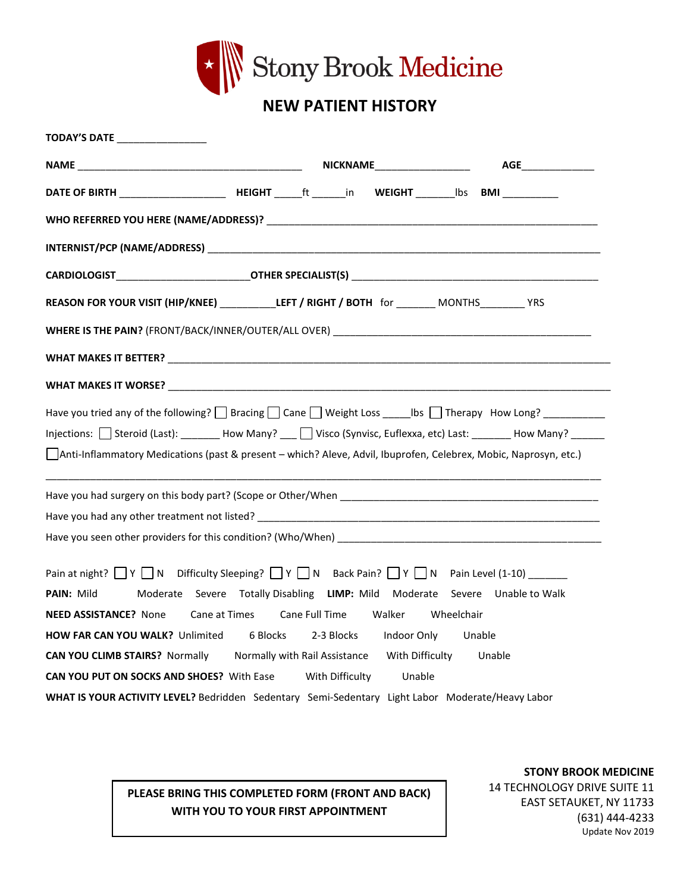Stony Brook Medicine

# NEW PATIENT HISTORY

**TODAY'S DATE** ________________

**NAME** ________________________________________ **NICKNAME**_________________ **AGE**_____________

**DATE OF BIRTH** ___________________ **HEIGHT** _____ft ______in **WEIGHT** _______lbs **BMI** __________

**WHO REFERRED YOU HERE (NAME/ADDRESS)?** ____________________________________________________________

**INTERNIST/PCP (NAME/ADDRESS)** ______________________________________________________________________

**CARDIOLOGIST**________________________**OTHER SPECIALIST(S)** _____________________________________________

**REASON FOR YOUR VISIT (HIP/KNEE)** __________**LEFT / RIGHT / BOTH** for _______ MONTHS________ YRS

**WHERE IS THE PAIN?** (FRONT/BACK/INNER/OUTER/ALL OVER) ______________________________________________

**WHAT MAKES IT BETTER?** ____________________________________________________________________________

**WHAT MAKES IT WORSE?** _____________________________________________________________________________

Have you tried any of the following? ☐ Bracing ☐ Cane ☐ Weight Loss _____lbs ☐ Therapy How Long? ___________

Injections: ☐ Steroid (Last): _______ How Many? ___ ☐ Visco (Synvisc, Euflexxa, etc) Last: _______ How Many? ______

☐ Anti-Inflammatory Medications (past & present – which? Aleve, Advil, Ibuprofen, Celebrex, Mobic, Naprosyn, etc.)

_____________________________________________________________________________________________

Have you had surgery on this body part? (Scope or Other/When _______________________________________________

Have you had any other treatment not listed? _____________________________________________________________

Have you seen other providers for this condition? (Who/When) _______________________________________________

Pain at night? ☐ Y ☐ N Difficulty Sleeping? ☐ Y ☐ N Back Pain? ☐ Y ☐ N Pain Level (1-10) _______

**PAIN:** Mild Moderate Severe Totally Disabling **LIMP:** Mild Moderate Severe Unable to Walk

**NEED ASSISTANCE?** None Cane at Times Cane Full Time Walker Wheelchair

**HOW FAR CAN YOU WALK?** Unlimited 6 Blocks 2-3 Blocks Indoor Only Unable

**CAN YOU CLIMB STAIRS?** Normally Normally with Rail Assistance With Difficulty Unable

**CAN YOU PUT ON SOCKS AND SHOES?** With Ease With Difficulty Unable

**WHAT IS YOUR ACTIVITY LEVEL?** Bedridden Sedentary Semi-Sedentary Light Labor Moderate/Heavy Labor

**PLEASE BRING THIS COMPLETED FORM (FRONT AND BACK) WITH YOU TO YOUR FIRST APPOINTMENT**

**STONY BROOK MEDICINE**
14 TECHNOLOGY DRIVE SUITE 11
EAST SETAUKET, NY 11733
(631) 444-4233
Update Nov 2019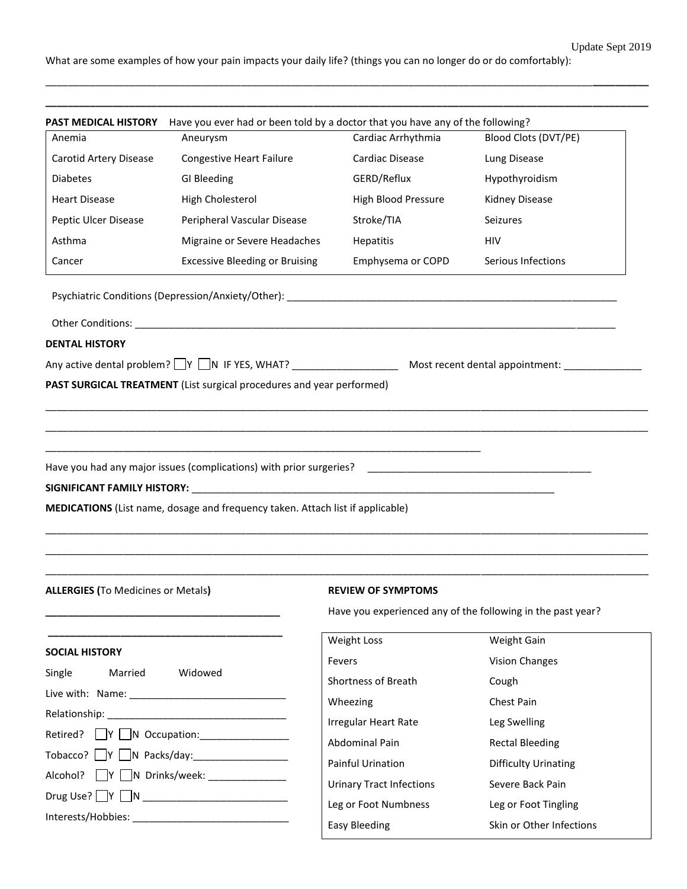What are some examples of how your pain impacts your daily life? (things you can no longer do or do comfortably):

___________________________________________________________________________________________________

___________________________________________________________________________________________________

**PAST MEDICAL HISTORY** Have you ever had or been told by a doctor that you have any of the following?

| | | | |
|---|---|---|---|
| Anemia | Aneurysm | Cardiac Arrhythmia | Blood Clots (DVT/PE) |
| Carotid Artery Disease | Congestive Heart Failure | Cardiac Disease | Lung Disease |
| Diabetes | GI Bleeding | GERD/Reflux | Hypothyroidism |
| Heart Disease | High Cholesterol | High Blood Pressure | Kidney Disease |
| Peptic Ulcer Disease | Peripheral Vascular Disease | Stroke/TIA | Seizures |
| Asthma | Migraine or Severe Headaches | Hepatitis | HIV |
| Cancer | Excessive Bleeding or Bruising | Emphysema or COPD | Serious Infections |

Psychiatric Conditions (Depression/Anxiety/Other): ______________________________________________________________

Other Conditions: ______________________________________________________________________________________

**DENTAL HISTORY**

Any active dental problem? ☐Y ☐N IF YES, WHAT? ___________________ Most recent dental appointment: ______________

**PAST SURGICAL TREATMENT** (List surgical procedures and year performed)

___________________________________________________________________________________________________

___________________________________________________________________________________________________

_____________________________________________________________________________

Have you had any major issues (complications) with prior surgeries? ________________________________________

**SIGNIFICANT FAMILY HISTORY:** _____________________________________________________________________

**MEDICATIONS** (List name, dosage and frequency taken. Attach list if applicable)

___________________________________________________________________________________________________

___________________________________________________________________________________________________

___________________________________________________________________________________________________

**ALLERGIES (**To Medicines or Metals**)**

___________________________________________

___________________________________________

**SOCIAL HISTORY**

Single Married Widowed

Live with: Name: ____________________________

Relationship: _______________________________

Retired? ☐Y ☐N Occupation:________________

Tobacco? ☐Y ☐N Packs/day:________________

Alcohol? ☐Y ☐N Drinks/week: ______________

Drug Use? ☐Y ☐N __________________________

Interests/Hobbies: ___________________________

**REVIEW OF SYMPTOMS**

Have you experienced any of the following in the past year?

| | |
|---|---|
| Weight Loss | Weight Gain |
| Fevers | Vision Changes |
| Shortness of Breath | Cough |
| Wheezing | Chest Pain |
| Irregular Heart Rate | Leg Swelling |
| Abdominal Pain | Rectal Bleeding |
| Painful Urination | Difficulty Urinating |
| Urinary Tract Infections | Severe Back Pain |
| Leg or Foot Numbness | Leg or Foot Tingling |
| Easy Bleeding | Skin or Other Infections |